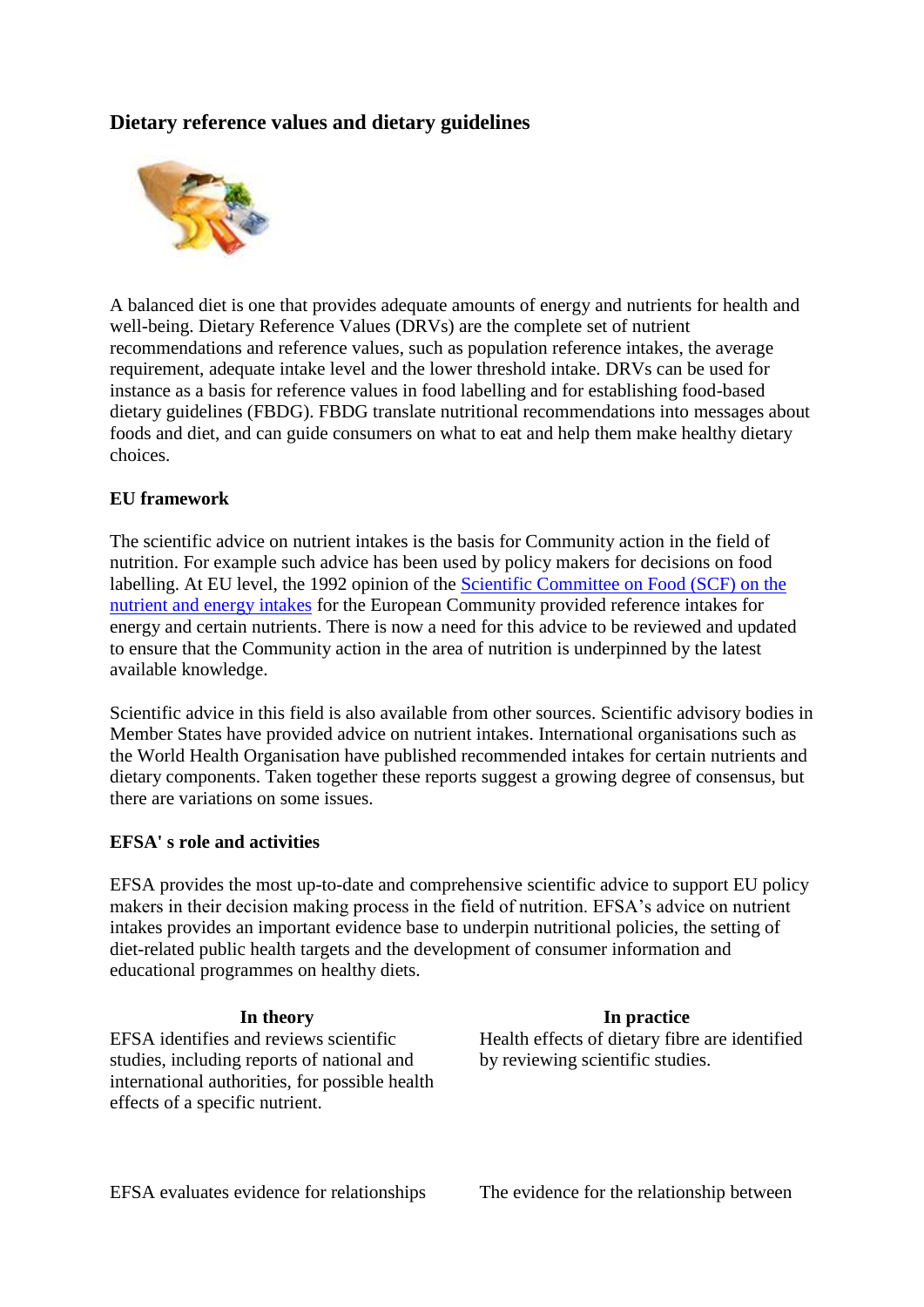## Dietary reference values and dietary guidelines

A balanced diet is one that provides adequate amounts of energy and nutrients for health and well-being. Dietary Reference Values (DRVs) are the complete set of nutrient recommendations and reference values, such as population reference intakes, the average requirement, adequate intake level and the lower threshold intake. DRVs can be used for instance as a basis for reference values in food labelling and for establishing food-based dietary guidelines (FBDG). FBDG translate nutritional recommendations into messages about foods and diet, and can guide consumers on what to eat and help them make healthy dietary choices.

### EU framework

The scientific advice on nutrient intakes is the basis for Community action in the field of nutrition. For example such advice has been used by policy makers for decisions on food labelling. At EU level, the 1992 opinion of the Scientific Committee on Food (SCF) on the nutrient and energy intakes for the European Community provided reference intakes for energy and certain nutrients. There is now a need for this advice to be reviewed and updated to ensure that the Community action in the area of nutrition is underpinned by the latest available knowledge.

Scientific advice in this field is also available from other sources. Scientific advisory bodies in Member States have provided advice on nutrient intakes. International organisations such as the World Health Organisation have published recommended intakes for certain nutrients and dietary components. Taken together these reports suggest a growing degree of consensus, but there are variations on some issues.

### EFSA' s role and activities

EFSA provides the most up-to-date and comprehensive scientific advice to support EU policy makers in their decision making process in the field of nutrition. EFSA's advice on nutrient intakes provides an important evidence base to underpin nutritional policies, the setting of diet-related public health targets and the development of consumer information and educational programmes on healthy diets.

| In theory | In practice |
| --- | --- |
| EFSA identifies and reviews scientific studies, including reports of national and international authorities, for possible health effects of a specific nutrient. | Health effects of dietary fibre are identified by reviewing scientific studies. |
| EFSA evaluates evidence for relationships | The evidence for the relationship between |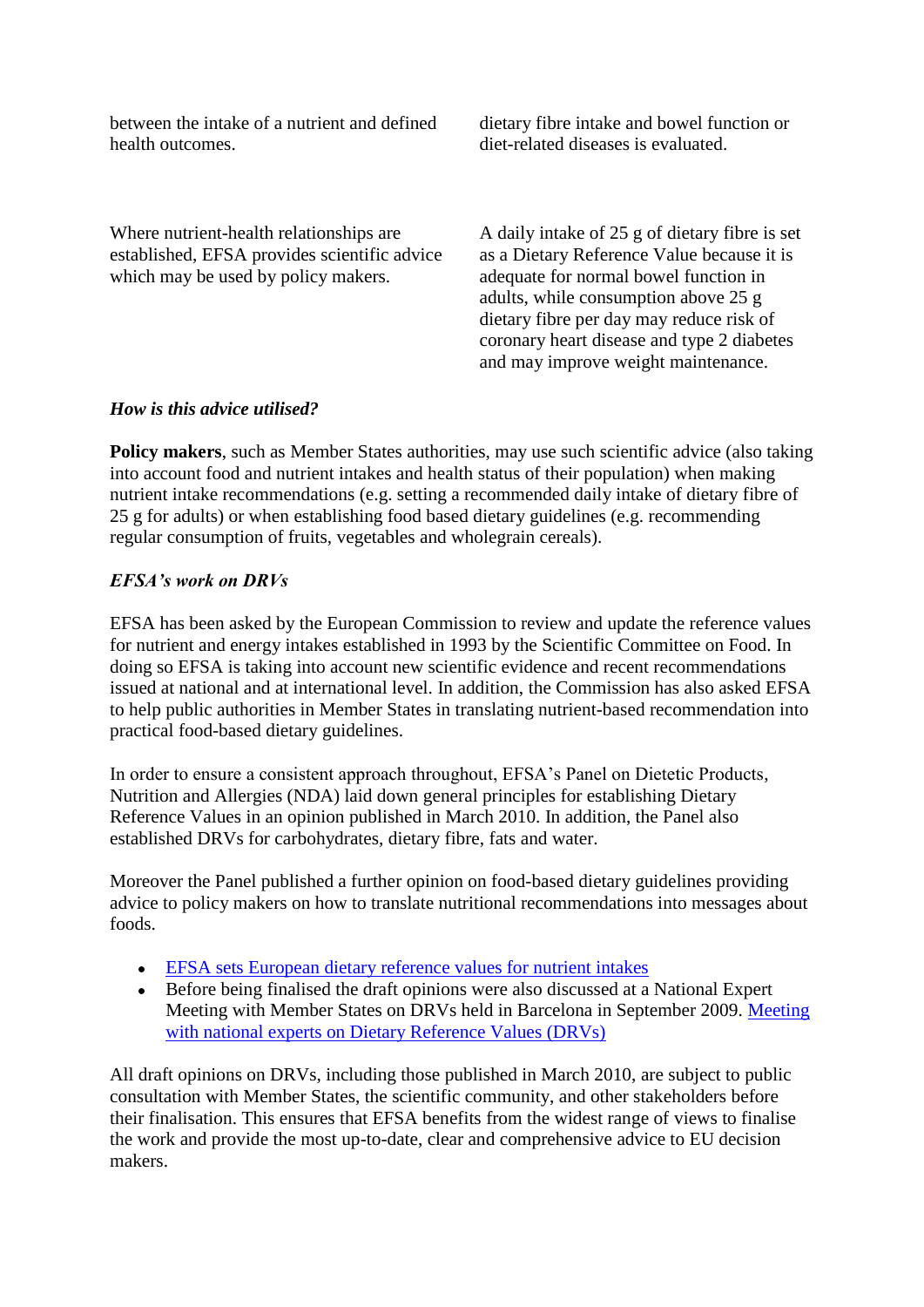| | |
|---|---|
| between the intake of a nutrient and defined health outcomes. | dietary fibre intake and bowel function or diet-related diseases is evaluated. |
| Where nutrient-health relationships are established, EFSA provides scientific advice which may be used by policy makers. | A daily intake of 25 g of dietary fibre is set as a Dietary Reference Value because it is adequate for normal bowel function in adults, while consumption above 25 g dietary fibre per day may reduce risk of coronary heart disease and type 2 diabetes and may improve weight maintenance. |

***How is this advice utilised?***

**Policy makers**, such as Member States authorities, may use such scientific advice (also taking into account food and nutrient intakes and health status of their population) when making nutrient intake recommendations (e.g. setting a recommended daily intake of dietary fibre of 25 g for adults) or when establishing food based dietary guidelines (e.g. recommending regular consumption of fruits, vegetables and wholegrain cereals).

***EFSA's work on DRVs***

EFSA has been asked by the European Commission to review and update the reference values for nutrient and energy intakes established in 1993 by the Scientific Committee on Food. In doing so EFSA is taking into account new scientific evidence and recent recommendations issued at national and at international level. In addition, the Commission has also asked EFSA to help public authorities in Member States in translating nutrient-based recommendation into practical food-based dietary guidelines.

In order to ensure a consistent approach throughout, EFSA's Panel on Dietetic Products, Nutrition and Allergies (NDA) laid down general principles for establishing Dietary Reference Values in an opinion published in March 2010. In addition, the Panel also established DRVs for carbohydrates, dietary fibre, fats and water.

Moreover the Panel published a further opinion on food-based dietary guidelines providing advice to policy makers on how to translate nutritional recommendations into messages about foods.

- EFSA sets European dietary reference values for nutrient intakes
- Before being finalised the draft opinions were also discussed at a National Expert Meeting with Member States on DRVs held in Barcelona in September 2009. Meeting with national experts on Dietary Reference Values (DRVs)

All draft opinions on DRVs, including those published in March 2010, are subject to public consultation with Member States, the scientific community, and other stakeholders before their finalisation. This ensures that EFSA benefits from the widest range of views to finalise the work and provide the most up-to-date, clear and comprehensive advice to EU decision makers.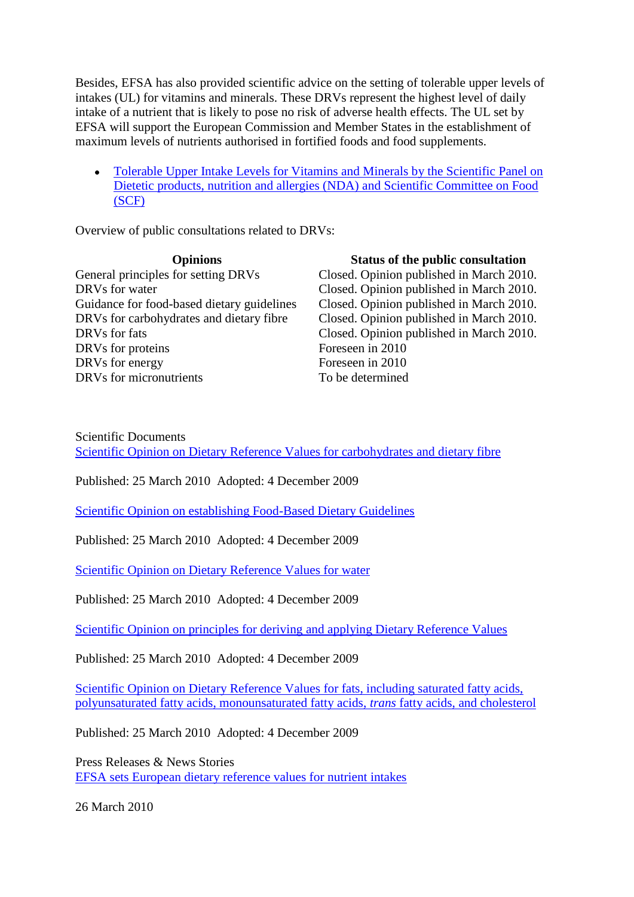Besides, EFSA has also provided scientific advice on the setting of tolerable upper levels of intakes (UL) for vitamins and minerals. These DRVs represent the highest level of daily intake of a nutrient that is likely to pose no risk of adverse health effects. The UL set by EFSA will support the European Commission and Member States in the establishment of maximum levels of nutrients authorised in fortified foods and food supplements.

- Tolerable Upper Intake Levels for Vitamins and Minerals by the Scientific Panel on Dietetic products, nutrition and allergies (NDA) and Scientific Committee on Food (SCF)

Overview of public consultations related to DRVs:

| **Opinions** | **Status of the public consultation** |
| --- | --- |
| General principles for setting DRVs | Closed. Opinion published in March 2010. |
| DRVs for water | Closed. Opinion published in March 2010. |
| Guidance for food-based dietary guidelines | Closed. Opinion published in March 2010. |
| DRVs for carbohydrates and dietary fibre | Closed. Opinion published in March 2010. |
| DRVs for fats | Closed. Opinion published in March 2010. |
| DRVs for proteins | Foreseen in 2010 |
| DRVs for energy | Foreseen in 2010 |
| DRVs for micronutrients | To be determined |

Scientific Documents

Scientific Opinion on Dietary Reference Values for carbohydrates and dietary fibre

Published: 25 March 2010  Adopted: 4 December 2009

Scientific Opinion on establishing Food-Based Dietary Guidelines

Published: 25 March 2010  Adopted: 4 December 2009

Scientific Opinion on Dietary Reference Values for water

Published: 25 March 2010  Adopted: 4 December 2009

Scientific Opinion on principles for deriving and applying Dietary Reference Values

Published: 25 March 2010  Adopted: 4 December 2009

Scientific Opinion on Dietary Reference Values for fats, including saturated fatty acids, polyunsaturated fatty acids, monounsaturated fatty acids, *trans* fatty acids, and cholesterol

Published: 25 March 2010  Adopted: 4 December 2009

Press Releases & News Stories

EFSA sets European dietary reference values for nutrient intakes

26 March 2010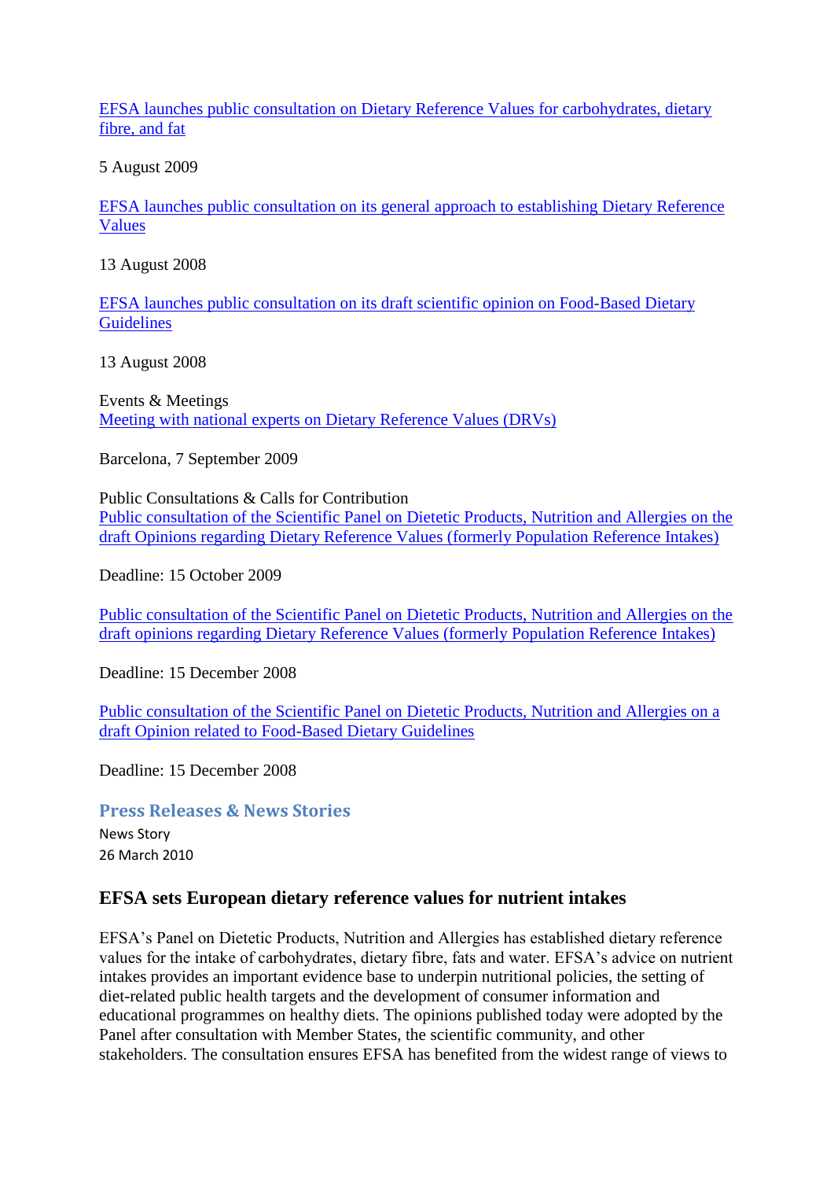EFSA launches public consultation on Dietary Reference Values for carbohydrates, dietary fibre, and fat

5 August 2009

EFSA launches public consultation on its general approach to establishing Dietary Reference Values

13 August 2008

EFSA launches public consultation on its draft scientific opinion on Food-Based Dietary Guidelines

13 August 2008

Events & Meetings
Meeting with national experts on Dietary Reference Values (DRVs)

Barcelona, 7 September 2009

Public Consultations & Calls for Contribution
Public consultation of the Scientific Panel on Dietetic Products, Nutrition and Allergies on the draft Opinions regarding Dietary Reference Values (formerly Population Reference Intakes)

Deadline: 15 October 2009

Public consultation of the Scientific Panel on Dietetic Products, Nutrition and Allergies on the draft opinions regarding Dietary Reference Values (formerly Population Reference Intakes)

Deadline: 15 December 2008

Public consultation of the Scientific Panel on Dietetic Products, Nutrition and Allergies on a draft Opinion related to Food-Based Dietary Guidelines

Deadline: 15 December 2008

### Press Releases & News Stories

News Story
26 March 2010

## EFSA sets European dietary reference values for nutrient intakes

EFSA's Panel on Dietetic Products, Nutrition and Allergies has established dietary reference values for the intake of carbohydrates, dietary fibre, fats and water. EFSA's advice on nutrient intakes provides an important evidence base to underpin nutritional policies, the setting of diet-related public health targets and the development of consumer information and educational programmes on healthy diets. The opinions published today were adopted by the Panel after consultation with Member States, the scientific community, and other stakeholders. The consultation ensures EFSA has benefited from the widest range of views to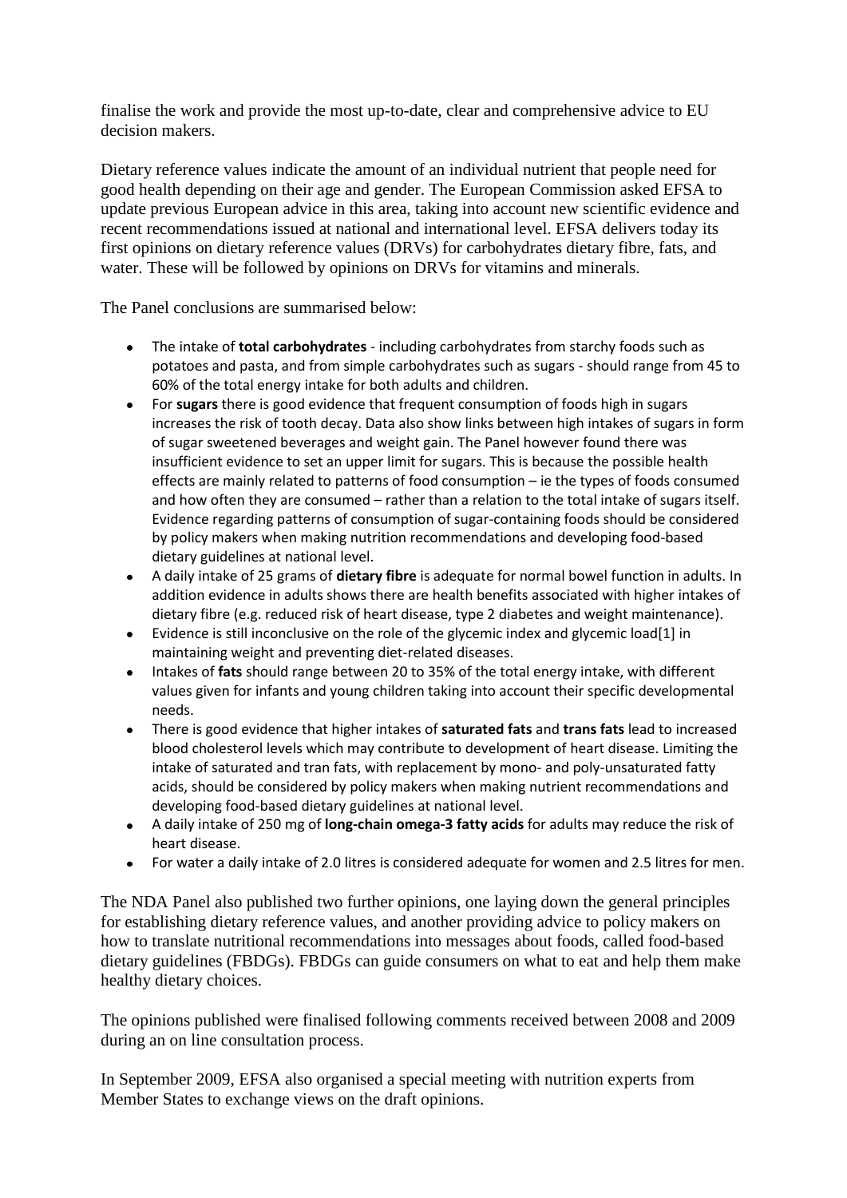finalise the work and provide the most up-to-date, clear and comprehensive advice to EU decision makers.

Dietary reference values indicate the amount of an individual nutrient that people need for good health depending on their age and gender. The European Commission asked EFSA to update previous European advice in this area, taking into account new scientific evidence and recent recommendations issued at national and international level. EFSA delivers today its first opinions on dietary reference values (DRVs) for carbohydrates dietary fibre, fats, and water. These will be followed by opinions on DRVs for vitamins and minerals.

The Panel conclusions are summarised below:

- The intake of **total carbohydrates** - including carbohydrates from starchy foods such as potatoes and pasta, and from simple carbohydrates such as sugars - should range from 45 to 60% of the total energy intake for both adults and children.
- For **sugars** there is good evidence that frequent consumption of foods high in sugars increases the risk of tooth decay. Data also show links between high intakes of sugars in form of sugar sweetened beverages and weight gain. The Panel however found there was insufficient evidence to set an upper limit for sugars. This is because the possible health effects are mainly related to patterns of food consumption – ie the types of foods consumed and how often they are consumed – rather than a relation to the total intake of sugars itself. Evidence regarding patterns of consumption of sugar-containing foods should be considered by policy makers when making nutrition recommendations and developing food-based dietary guidelines at national level.
- A daily intake of 25 grams of **dietary fibre** is adequate for normal bowel function in adults. In addition evidence in adults shows there are health benefits associated with higher intakes of dietary fibre (e.g. reduced risk of heart disease, type 2 diabetes and weight maintenance).
- Evidence is still inconclusive on the role of the glycemic index and glycemic load[1] in maintaining weight and preventing diet-related diseases.
- Intakes of **fats** should range between 20 to 35% of the total energy intake, with different values given for infants and young children taking into account their specific developmental needs.
- There is good evidence that higher intakes of **saturated fats** and **trans fats** lead to increased blood cholesterol levels which may contribute to development of heart disease. Limiting the intake of saturated and tran fats, with replacement by mono- and poly-unsaturated fatty acids, should be considered by policy makers when making nutrient recommendations and developing food-based dietary guidelines at national level.
- A daily intake of 250 mg of **long-chain omega-3 fatty acids** for adults may reduce the risk of heart disease.
- For water a daily intake of 2.0 litres is considered adequate for women and 2.5 litres for men.

The NDA Panel also published two further opinions, one laying down the general principles for establishing dietary reference values, and another providing advice to policy makers on how to translate nutritional recommendations into messages about foods, called food-based dietary guidelines (FBDGs). FBDGs can guide consumers on what to eat and help them make healthy dietary choices.

The opinions published were finalised following comments received between 2008 and 2009 during an on line consultation process.

In September 2009, EFSA also organised a special meeting with nutrition experts from Member States to exchange views on the draft opinions.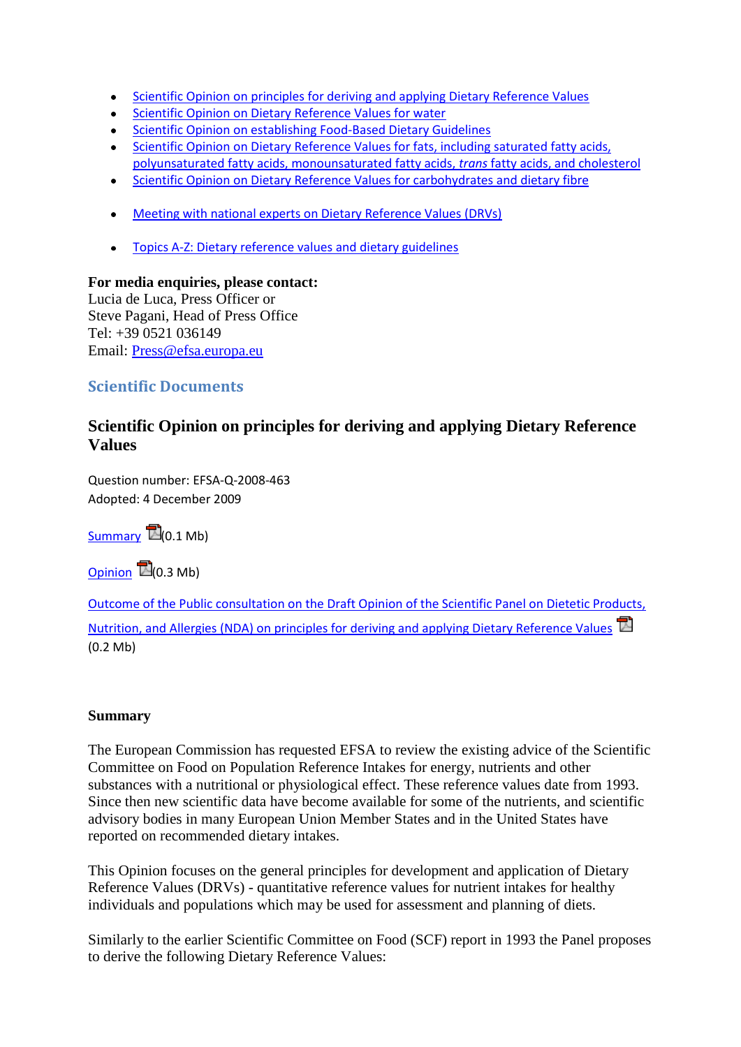- [Scientific Opinion on principles for deriving and applying Dietary Reference Values]
- [Scientific Opinion on Dietary Reference Values for water]
- [Scientific Opinion on establishing Food-Based Dietary Guidelines]
- [Scientific Opinion on Dietary Reference Values for fats, including saturated fatty acids, polyunsaturated fatty acids, monounsaturated fatty acids, *trans* fatty acids, and cholesterol]
- [Scientific Opinion on Dietary Reference Values for carbohydrates and dietary fibre]

- [Meeting with national experts on Dietary Reference Values (DRVs)]

- [Topics A-Z: Dietary reference values and dietary guidelines]

**For media enquiries, please contact:**
Lucia de Luca, Press Officer or
Steve Pagani, Head of Press Office
Tel: +39 0521 036149
Email: Press@efsa.europa.eu

## Scientific Documents

### Scientific Opinion on principles for deriving and applying Dietary Reference Values

Question number: EFSA-Q-2008-463
Adopted: 4 December 2009

Summary (0.1 Mb)

Opinion (0.3 Mb)

Outcome of the Public consultation on the Draft Opinion of the Scientific Panel on Dietetic Products, Nutrition, and Allergies (NDA) on principles for deriving and applying Dietary Reference Values (0.2 Mb)

**Summary**

The European Commission has requested EFSA to review the existing advice of the Scientific Committee on Food on Population Reference Intakes for energy, nutrients and other substances with a nutritional or physiological effect. These reference values date from 1993. Since then new scientific data have become available for some of the nutrients, and scientific advisory bodies in many European Union Member States and in the United States have reported on recommended dietary intakes.

This Opinion focuses on the general principles for development and application of Dietary Reference Values (DRVs) - quantitative reference values for nutrient intakes for healthy individuals and populations which may be used for assessment and planning of diets.

Similarly to the earlier Scientific Committee on Food (SCF) report in 1993 the Panel proposes to derive the following Dietary Reference Values: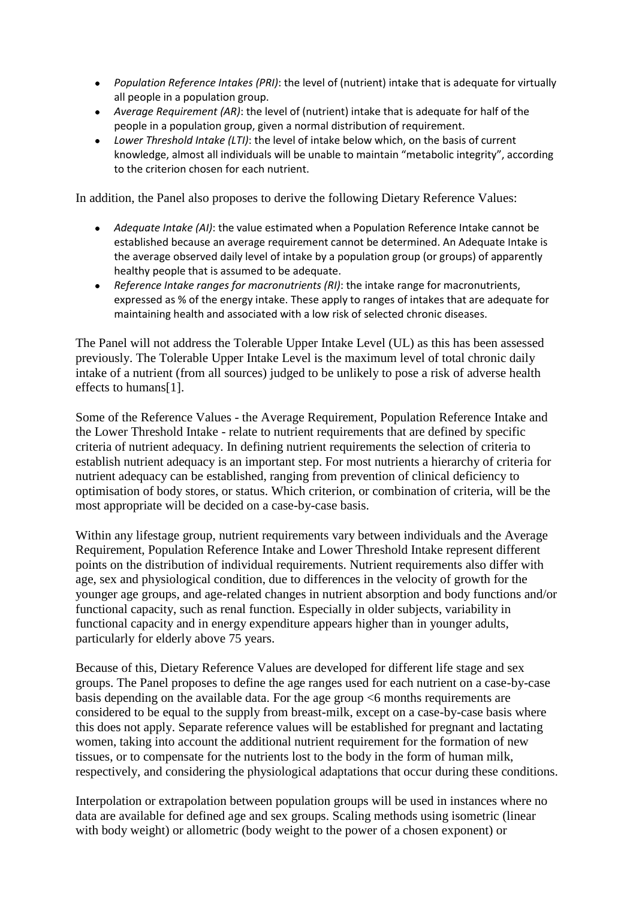- *Population Reference Intakes (PRI)*: the level of (nutrient) intake that is adequate for virtually all people in a population group.
- *Average Requirement (AR)*: the level of (nutrient) intake that is adequate for half of the people in a population group, given a normal distribution of requirement.
- *Lower Threshold Intake (LTI)*: the level of intake below which, on the basis of current knowledge, almost all individuals will be unable to maintain "metabolic integrity", according to the criterion chosen for each nutrient.

In addition, the Panel also proposes to derive the following Dietary Reference Values:

- *Adequate Intake (AI)*: the value estimated when a Population Reference Intake cannot be established because an average requirement cannot be determined. An Adequate Intake is the average observed daily level of intake by a population group (or groups) of apparently healthy people that is assumed to be adequate.
- *Reference Intake ranges for macronutrients (RI)*: the intake range for macronutrients, expressed as % of the energy intake. These apply to ranges of intakes that are adequate for maintaining health and associated with a low risk of selected chronic diseases.

The Panel will not address the Tolerable Upper Intake Level (UL) as this has been assessed previously. The Tolerable Upper Intake Level is the maximum level of total chronic daily intake of a nutrient (from all sources) judged to be unlikely to pose a risk of adverse health effects to humans[1].

Some of the Reference Values - the Average Requirement, Population Reference Intake and the Lower Threshold Intake - relate to nutrient requirements that are defined by specific criteria of nutrient adequacy. In defining nutrient requirements the selection of criteria to establish nutrient adequacy is an important step. For most nutrients a hierarchy of criteria for nutrient adequacy can be established, ranging from prevention of clinical deficiency to optimisation of body stores, or status. Which criterion, or combination of criteria, will be the most appropriate will be decided on a case-by-case basis.

Within any lifestage group, nutrient requirements vary between individuals and the Average Requirement, Population Reference Intake and Lower Threshold Intake represent different points on the distribution of individual requirements. Nutrient requirements also differ with age, sex and physiological condition, due to differences in the velocity of growth for the younger age groups, and age-related changes in nutrient absorption and body functions and/or functional capacity, such as renal function. Especially in older subjects, variability in functional capacity and in energy expenditure appears higher than in younger adults, particularly for elderly above 75 years.

Because of this, Dietary Reference Values are developed for different life stage and sex groups. The Panel proposes to define the age ranges used for each nutrient on a case-by-case basis depending on the available data. For the age group <6 months requirements are considered to be equal to the supply from breast-milk, except on a case-by-case basis where this does not apply. Separate reference values will be established for pregnant and lactating women, taking into account the additional nutrient requirement for the formation of new tissues, or to compensate for the nutrients lost to the body in the form of human milk, respectively, and considering the physiological adaptations that occur during these conditions.

Interpolation or extrapolation between population groups will be used in instances where no data are available for defined age and sex groups. Scaling methods using isometric (linear with body weight) or allometric (body weight to the power of a chosen exponent) or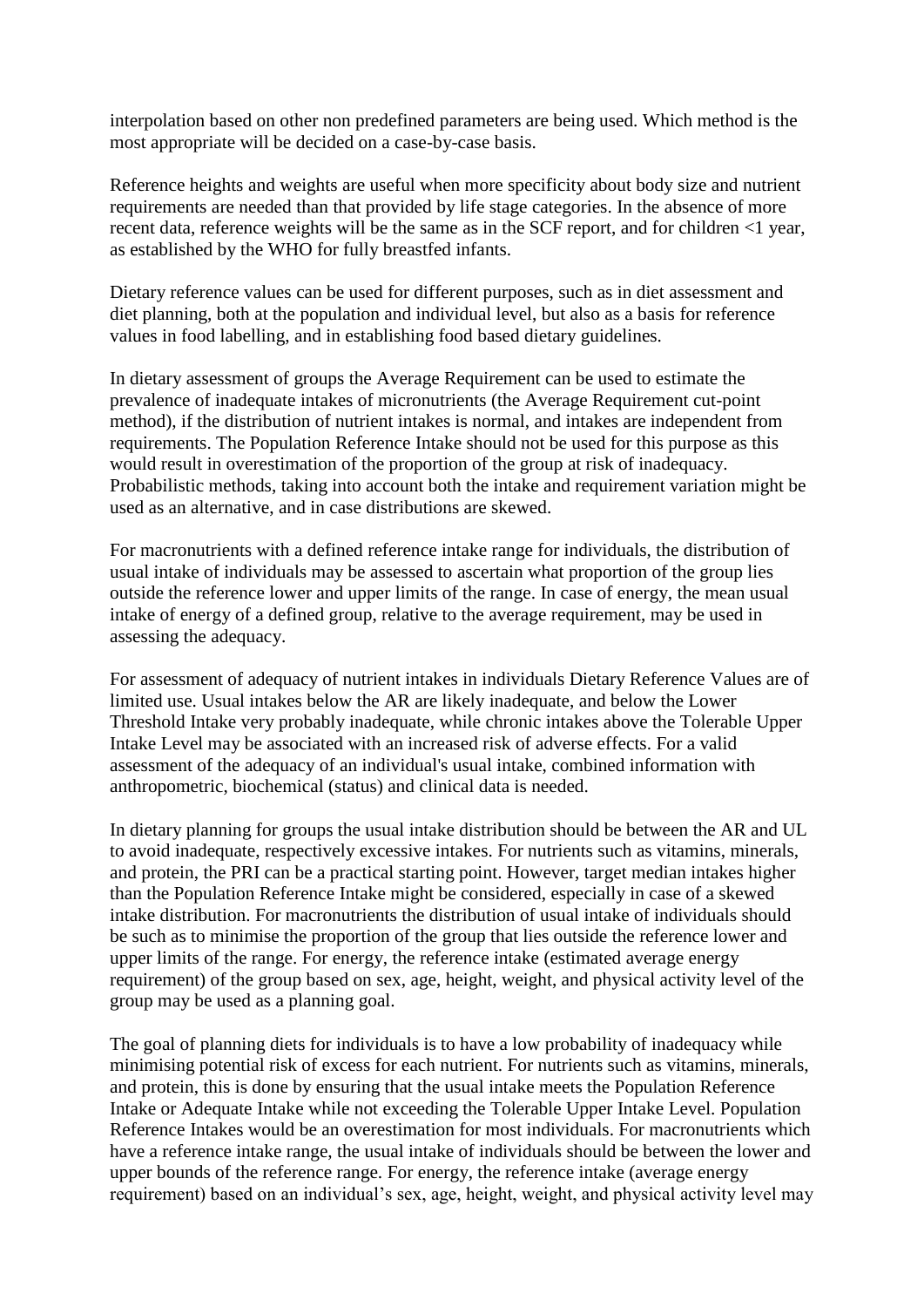interpolation based on other non predefined parameters are being used. Which method is the most appropriate will be decided on a case-by-case basis.

Reference heights and weights are useful when more specificity about body size and nutrient requirements are needed than that provided by life stage categories. In the absence of more recent data, reference weights will be the same as in the SCF report, and for children <1 year, as established by the WHO for fully breastfed infants.

Dietary reference values can be used for different purposes, such as in diet assessment and diet planning, both at the population and individual level, but also as a basis for reference values in food labelling, and in establishing food based dietary guidelines.

In dietary assessment of groups the Average Requirement can be used to estimate the prevalence of inadequate intakes of micronutrients (the Average Requirement cut-point method), if the distribution of nutrient intakes is normal, and intakes are independent from requirements. The Population Reference Intake should not be used for this purpose as this would result in overestimation of the proportion of the group at risk of inadequacy. Probabilistic methods, taking into account both the intake and requirement variation might be used as an alternative, and in case distributions are skewed.

For macronutrients with a defined reference intake range for individuals, the distribution of usual intake of individuals may be assessed to ascertain what proportion of the group lies outside the reference lower and upper limits of the range. In case of energy, the mean usual intake of energy of a defined group, relative to the average requirement, may be used in assessing the adequacy.

For assessment of adequacy of nutrient intakes in individuals Dietary Reference Values are of limited use. Usual intakes below the AR are likely inadequate, and below the Lower Threshold Intake very probably inadequate, while chronic intakes above the Tolerable Upper Intake Level may be associated with an increased risk of adverse effects. For a valid assessment of the adequacy of an individual's usual intake, combined information with anthropometric, biochemical (status) and clinical data is needed.

In dietary planning for groups the usual intake distribution should be between the AR and UL to avoid inadequate, respectively excessive intakes. For nutrients such as vitamins, minerals, and protein, the PRI can be a practical starting point. However, target median intakes higher than the Population Reference Intake might be considered, especially in case of a skewed intake distribution. For macronutrients the distribution of usual intake of individuals should be such as to minimise the proportion of the group that lies outside the reference lower and upper limits of the range. For energy, the reference intake (estimated average energy requirement) of the group based on sex, age, height, weight, and physical activity level of the group may be used as a planning goal.

The goal of planning diets for individuals is to have a low probability of inadequacy while minimising potential risk of excess for each nutrient. For nutrients such as vitamins, minerals, and protein, this is done by ensuring that the usual intake meets the Population Reference Intake or Adequate Intake while not exceeding the Tolerable Upper Intake Level. Population Reference Intakes would be an overestimation for most individuals. For macronutrients which have a reference intake range, the usual intake of individuals should be between the lower and upper bounds of the reference range. For energy, the reference intake (average energy requirement) based on an individual's sex, age, height, weight, and physical activity level may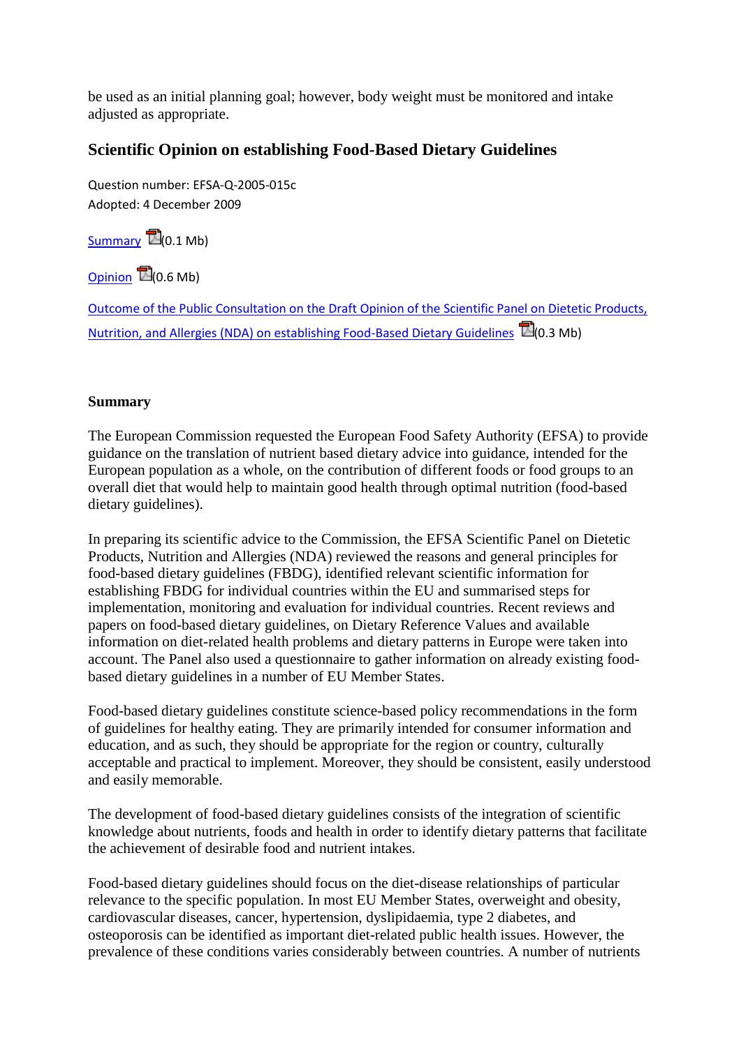be used as an initial planning goal; however, body weight must be monitored and intake adjusted as appropriate.

## Scientific Opinion on establishing Food-Based Dietary Guidelines

Question number: EFSA-Q-2005-015c
Adopted: 4 December 2009

Summary (0.1 Mb)

Opinion (0.6 Mb)

Outcome of the Public Consultation on the Draft Opinion of the Scientific Panel on Dietetic Products, Nutrition, and Allergies (NDA) on establishing Food-Based Dietary Guidelines (0.3 Mb)

### Summary

The European Commission requested the European Food Safety Authority (EFSA) to provide guidance on the translation of nutrient based dietary advice into guidance, intended for the European population as a whole, on the contribution of different foods or food groups to an overall diet that would help to maintain good health through optimal nutrition (food-based dietary guidelines).

In preparing its scientific advice to the Commission, the EFSA Scientific Panel on Dietetic Products, Nutrition and Allergies (NDA) reviewed the reasons and general principles for food-based dietary guidelines (FBDG), identified relevant scientific information for establishing FBDG for individual countries within the EU and summarised steps for implementation, monitoring and evaluation for individual countries. Recent reviews and papers on food-based dietary guidelines, on Dietary Reference Values and available information on diet-related health problems and dietary patterns in Europe were taken into account. The Panel also used a questionnaire to gather information on already existing food-based dietary guidelines in a number of EU Member States.

Food-based dietary guidelines constitute science-based policy recommendations in the form of guidelines for healthy eating. They are primarily intended for consumer information and education, and as such, they should be appropriate for the region or country, culturally acceptable and practical to implement. Moreover, they should be consistent, easily understood and easily memorable.

The development of food-based dietary guidelines consists of the integration of scientific knowledge about nutrients, foods and health in order to identify dietary patterns that facilitate the achievement of desirable food and nutrient intakes.

Food-based dietary guidelines should focus on the diet-disease relationships of particular relevance to the specific population. In most EU Member States, overweight and obesity, cardiovascular diseases, cancer, hypertension, dyslipidaemia, type 2 diabetes, and osteoporosis can be identified as important diet-related public health issues. However, the prevalence of these conditions varies considerably between countries. A number of nutrients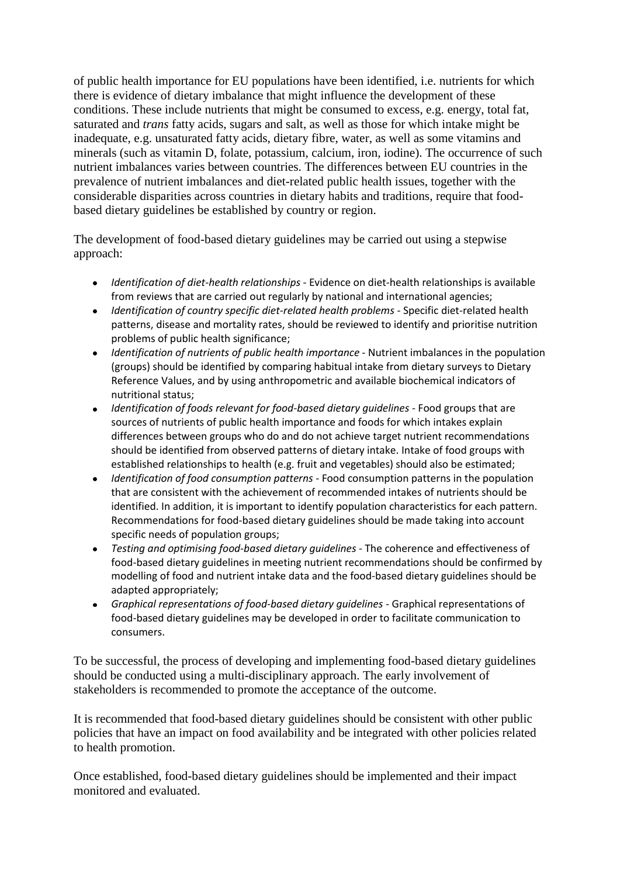of public health importance for EU populations have been identified, i.e. nutrients for which there is evidence of dietary imbalance that might influence the development of these conditions. These include nutrients that might be consumed to excess, e.g. energy, total fat, saturated and *trans* fatty acids, sugars and salt, as well as those for which intake might be inadequate, e.g. unsaturated fatty acids, dietary fibre, water, as well as some vitamins and minerals (such as vitamin D, folate, potassium, calcium, iron, iodine). The occurrence of such nutrient imbalances varies between countries. The differences between EU countries in the prevalence of nutrient imbalances and diet-related public health issues, together with the considerable disparities across countries in dietary habits and traditions, require that food-based dietary guidelines be established by country or region.

The development of food-based dietary guidelines may be carried out using a stepwise approach:

- *Identification of diet-health relationships* - Evidence on diet-health relationships is available from reviews that are carried out regularly by national and international agencies;
- *Identification of country specific diet-related health problems* - Specific diet-related health patterns, disease and mortality rates, should be reviewed to identify and prioritise nutrition problems of public health significance;
- *Identification of nutrients of public health importance* - Nutrient imbalances in the population (groups) should be identified by comparing habitual intake from dietary surveys to Dietary Reference Values, and by using anthropometric and available biochemical indicators of nutritional status;
- *Identification of foods relevant for food-based dietary guidelines* - Food groups that are sources of nutrients of public health importance and foods for which intakes explain differences between groups who do and do not achieve target nutrient recommendations should be identified from observed patterns of dietary intake. Intake of food groups with established relationships to health (e.g. fruit and vegetables) should also be estimated;
- *Identification of food consumption patterns* - Food consumption patterns in the population that are consistent with the achievement of recommended intakes of nutrients should be identified. In addition, it is important to identify population characteristics for each pattern. Recommendations for food-based dietary guidelines should be made taking into account specific needs of population groups;
- *Testing and optimising food-based dietary guidelines* - The coherence and effectiveness of food-based dietary guidelines in meeting nutrient recommendations should be confirmed by modelling of food and nutrient intake data and the food-based dietary guidelines should be adapted appropriately;
- *Graphical representations of food-based dietary guidelines* - Graphical representations of food-based dietary guidelines may be developed in order to facilitate communication to consumers.

To be successful, the process of developing and implementing food-based dietary guidelines should be conducted using a multi-disciplinary approach. The early involvement of stakeholders is recommended to promote the acceptance of the outcome.

It is recommended that food-based dietary guidelines should be consistent with other public policies that have an impact on food availability and be integrated with other policies related to health promotion.

Once established, food-based dietary guidelines should be implemented and their impact monitored and evaluated.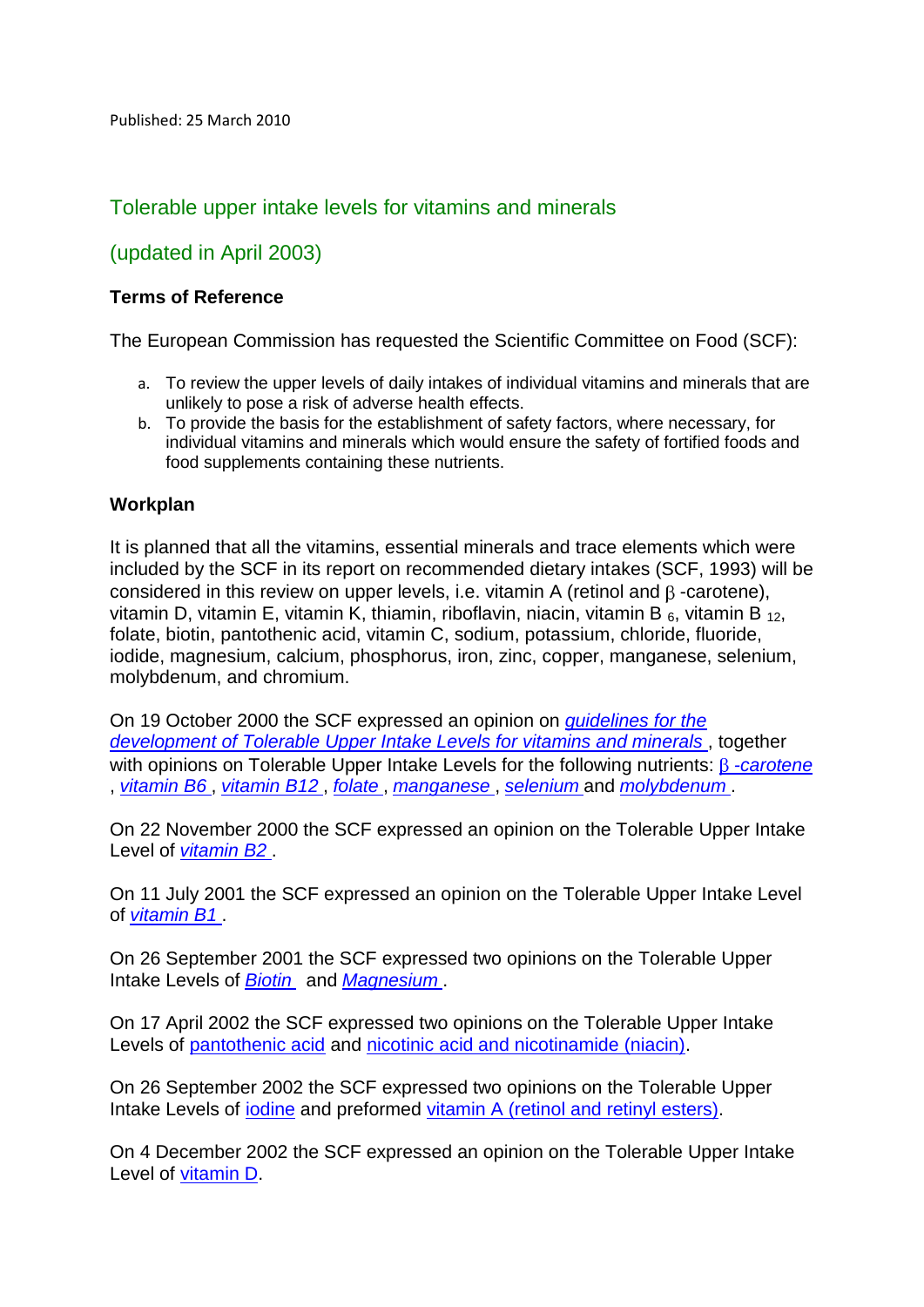Published: 25 March 2010

## Tolerable upper intake levels for vitamins and minerals

## (updated in April 2003)

### Terms of Reference

The European Commission has requested the Scientific Committee on Food (SCF):

a. To review the upper levels of daily intakes of individual vitamins and minerals that are unlikely to pose a risk of adverse health effects.
b. To provide the basis for the establishment of safety factors, where necessary, for individual vitamins and minerals which would ensure the safety of fortified foods and food supplements containing these nutrients.

### Workplan

It is planned that all the vitamins, essential minerals and trace elements which were included by the SCF in its report on recommended dietary intakes (SCF, 1993) will be considered in this review on upper levels, i.e. vitamin A (retinol and β -carotene), vitamin D, vitamin E, vitamin K, thiamin, riboflavin, niacin, vitamin $B_6$, vitamin $B_{12}$, folate, biotin, pantothenic acid, vitamin C, sodium, potassium, chloride, fluoride, iodide, magnesium, calcium, phosphorus, iron, zinc, copper, manganese, selenium, molybdenum, and chromium.

On 19 October 2000 the SCF expressed an opinion on *guidelines for the development of Tolerable Upper Intake Levels for vitamins and minerals* , together with opinions on Tolerable Upper Intake Levels for the following nutrients: *β -carotene* , *vitamin B6* , *vitamin B12* , *folate* , *manganese* , *selenium* and *molybdenum* .

On 22 November 2000 the SCF expressed an opinion on the Tolerable Upper Intake Level of *vitamin B2* .

On 11 July 2001 the SCF expressed an opinion on the Tolerable Upper Intake Level of *vitamin B1* .

On 26 September 2001 the SCF expressed two opinions on the Tolerable Upper Intake Levels of *Biotin* and *Magnesium* .

On 17 April 2002 the SCF expressed two opinions on the Tolerable Upper Intake Levels of pantothenic acid and nicotinic acid and nicotinamide (niacin).

On 26 September 2002 the SCF expressed two opinions on the Tolerable Upper Intake Levels of iodine and preformed vitamin A (retinol and retinyl esters).

On 4 December 2002 the SCF expressed an opinion on the Tolerable Upper Intake Level of vitamin D.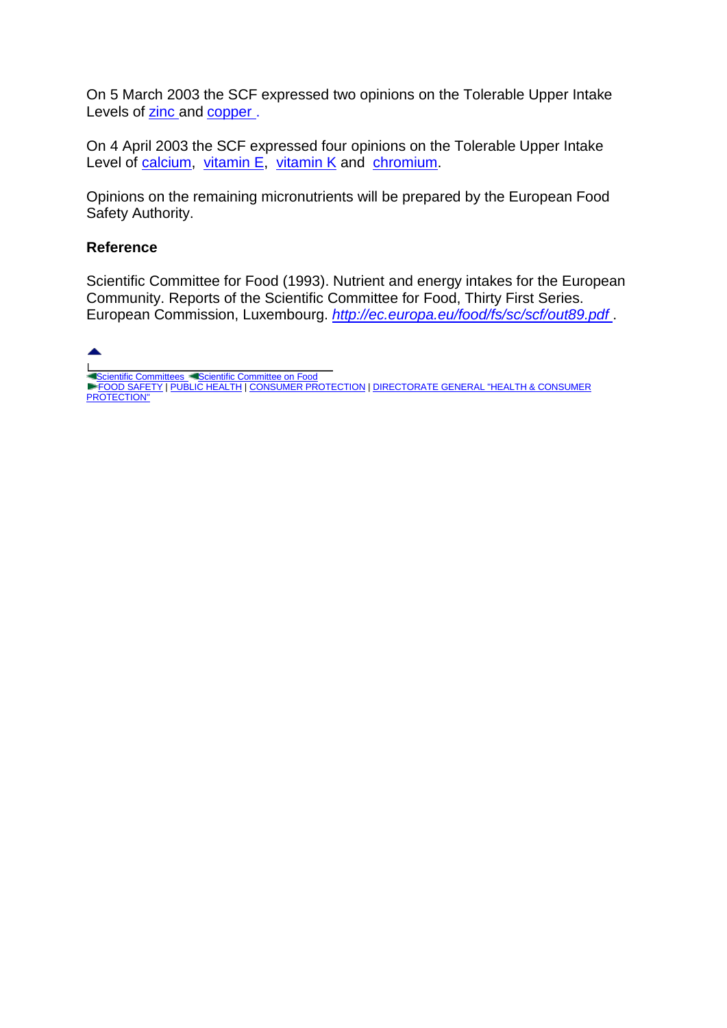On 5 March 2003 the SCF expressed two opinions on the Tolerable Upper Intake Levels of zinc and copper .

On 4 April 2003 the SCF expressed four opinions on the Tolerable Upper Intake Level of calcium, vitamin E, vitamin K and chromium.

Opinions on the remaining micronutrients will be prepared by the European Food Safety Authority.

**Reference**

Scientific Committee for Food (1993). Nutrient and energy intakes for the European Community. Reports of the Scientific Committee for Food, Thirty First Series. European Commission, Luxembourg. *http://ec.europa.eu/food/fs/sc/scf/out89.pdf* .

Scientific Committees Scientific Committee on Food
FOOD SAFETY | PUBLIC HEALTH | CONSUMER PROTECTION | DIRECTORATE GENERAL "HEALTH & CONSUMER PROTECTION"